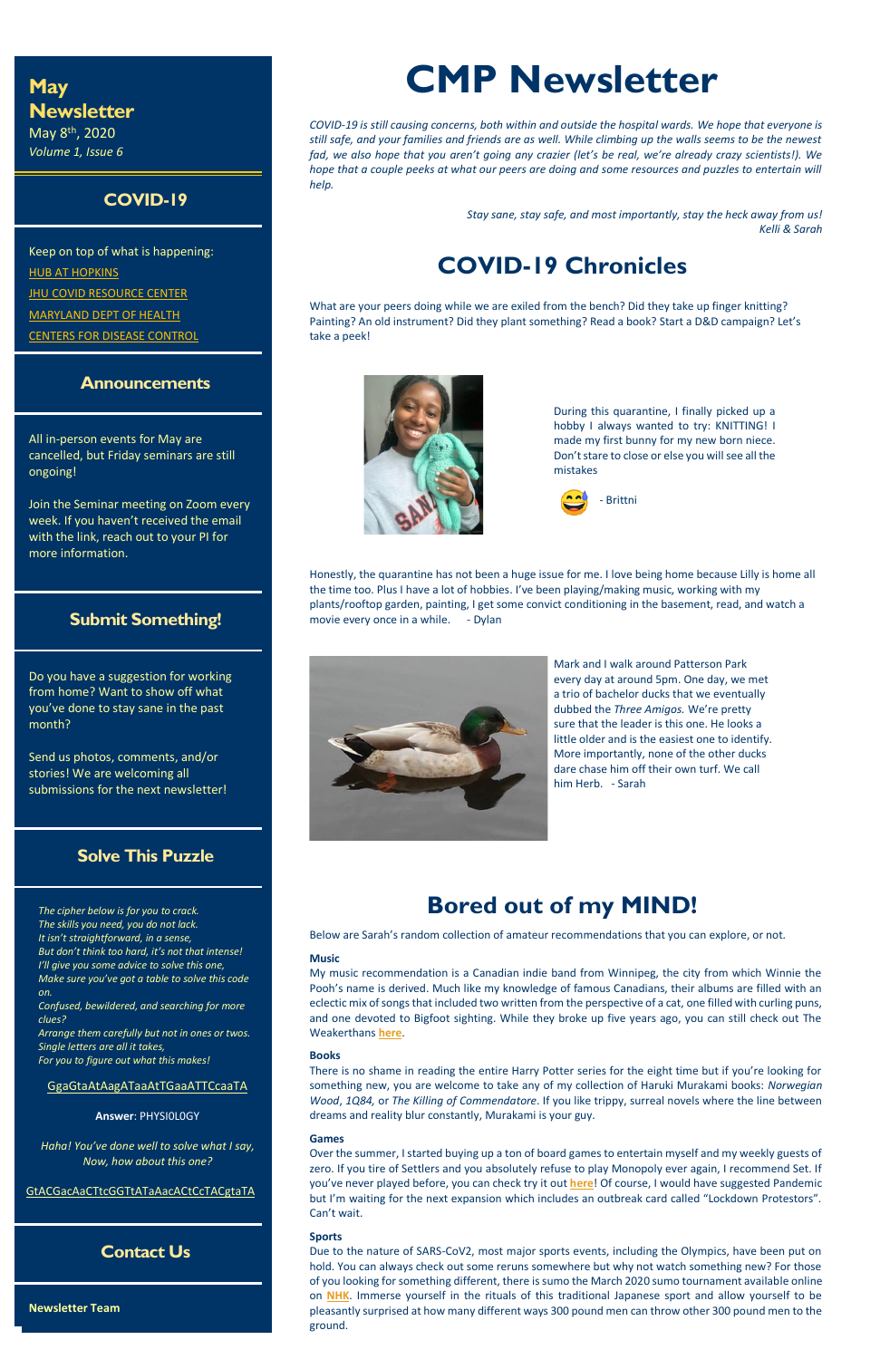# CMP Newsletter

*COVID-19 is still causing concerns, both within and outside the hospital wards. We hope that everyone is still safe, and your families and friends are as well. While climbing up the walls seems to be the newest fad, we also hope that you aren't going any crazier (let's be real, we're already crazy scientists!). We hope that a couple peeks at what our peers are doing and some resources and puzzles to entertain will help.*

*Stay sane, stay safe, and most importantly, stay the heck away from us!*
*Kelli & Sarah*

## COVID-19 Chronicles

What are your peers doing while we are exiled from the bench? Did they take up finger knitting? Painting? An old instrument? Did they plant something? Read a book? Start a D&D campaign? Let's take a peek!

During this quarantine, I finally picked up a hobby I always wanted to try: KNITTING! I made my first bunny for my new born niece. Don't stare to close or else you will see all the mistakes

😅 - Brittni

Honestly, the quarantine has not been a huge issue for me. I love being home because Lilly is home all the time too. Plus I have a lot of hobbies. I've been playing/making music, working with my plants/rooftop garden, painting, I get some convict conditioning in the basement, read, and watch a movie every once in a while. - Dylan

Mark and I walk around Patterson Park every day at around 5pm. One day, we met a trio of bachelor ducks that we eventually dubbed the *Three Amigos.* We're pretty sure that the leader is this one. He looks a little older and is the easiest one to identify. More importantly, none of the other ducks dare chase him off their own turf. We call him Herb. - Sarah

## Bored out of my MIND!

Below are Sarah's random collection of amateur recommendations that you can explore, or not.

### Music

My music recommendation is a Canadian indie band from Winnipeg, the city from which Winnie the Pooh's name is derived. Much like my knowledge of famous Canadians, their albums are filled with an eclectic mix of songs that included two written from the perspective of a cat, one filled with curling puns, and one devoted to Bigfoot sighting. While they broke up five years ago, you can still check out The Weakerthans **here**.

### Books

There is no shame in reading the entire Harry Potter series for the eight time but if you're looking for something new, you are welcome to take any of my collection of Haruki Murakami books: *Norwegian Wood*, *1Q84*, or *The Killing of Commendatore*. If you like trippy, surreal novels where the line between dreams and reality blur constantly, Murakami is your guy.

### Games

Over the summer, I started buying up a ton of board games to entertain myself and my weekly guests of zero. If you tire of Settlers and you absolutely refuse to play Monopoly ever again, I recommend Set. If you've never played before, you can check try it out **here**! Of course, I would have suggested Pandemic but I'm waiting for the next expansion which includes an outbreak card called "Lockdown Protestors". Can't wait.

### Sports

Due to the nature of SARS-CoV2, most major sports events, including the Olympics, have been put on hold. You can always check out some reruns somewhere but why not watch something new? For those of you looking for something different, there is sumo the March 2020 sumo tournament available online on **NHK**. Immerse yourself in the rituals of this traditional Japanese sport and allow yourself to be pleasantly surprised at how many different ways 300 pound men can throw other 300 pound men to the ground.

## May Newsletter

May 8th, 2020
*Volume 1, Issue 6*

## COVID-19

Keep on top of what is happening:

HUB AT HOPKINS
JHU COVID RESOURCE CENTER
MARYLAND DEPT OF HEALTH
CENTERS FOR DISEASE CONTROL

## Announcements

All in-person events for May are cancelled, but Friday seminars are still ongoing!

Join the Seminar meeting on Zoom every week. If you haven't received the email with the link, reach out to your PI for more information.

## Submit Something!

Do you have a suggestion for working from home? Want to show off what you've done to stay sane in the past month?

Send us photos, comments, and/or stories! We are welcoming all submissions for the next newsletter!

## Solve This Puzzle

*The cipher below is for you to crack.*
*The skills you need, you do not lack.*
*It isn't straightforward, in a sense,*
*But don't think too hard, it's not that intense!*
*I'll give you some advice to solve this one,*
*Make sure you've got a table to solve this code on.*
*Confused, bewildered, and searching for more clues?*
*Arrange them carefully but not in ones or twos.*
*Single letters are all it takes,*
*For you to figure out what this makes!*

GgaGtaAtAagATaaAtTGaaATTCcaaTA

**Answer**: PHYSIOLOGY

*Haha! You've done well to solve what I say,*
*Now, how about this one?*

GtACGacAaCTtcGGTtATaAacACtCcTACgtaTA

## Contact Us

**Newsletter Team**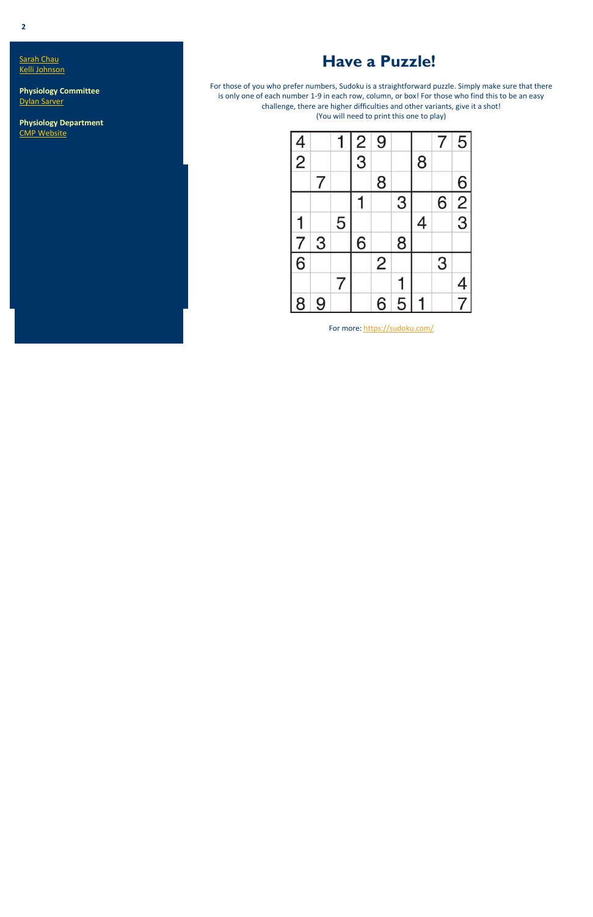Sarah Chau
Kelli Johnson

**Physiology Committee**
Dylan Sarver

**Physiology Department**
CMP Website

# Have a Puzzle!

For those of you who prefer numbers, Sudoku is a straightforward puzzle. Simply make sure that there is only one of each number 1-9 in each row, column, or box! For those who find this to be an easy challenge, there are higher difficulties and other variants, give it a shot!
(You will need to print this one to play)

| | | | | | | | | |
|---|---|---|---|---|---|---|---|---|
| 4 | | 1 | 2 | 9 | | | 7 | 5 |
| 2 | | | 3 | | | 8 | | |
| | 7 | | | 8 | | | | 6 |
| | | | 1 | | 3 | | 6 | 2 |
| 1 | | 5 | | | | 4 | | 3 |
| 7 | 3 | | 6 | | 8 | | | |
| 6 | | | | 2 | | | 3 | |
| | | 7 | | | 1 | | | 4 |
| 8 | 9 | | | 6 | 5 | 1 | | 7 |

For more: https://sudoku.com/